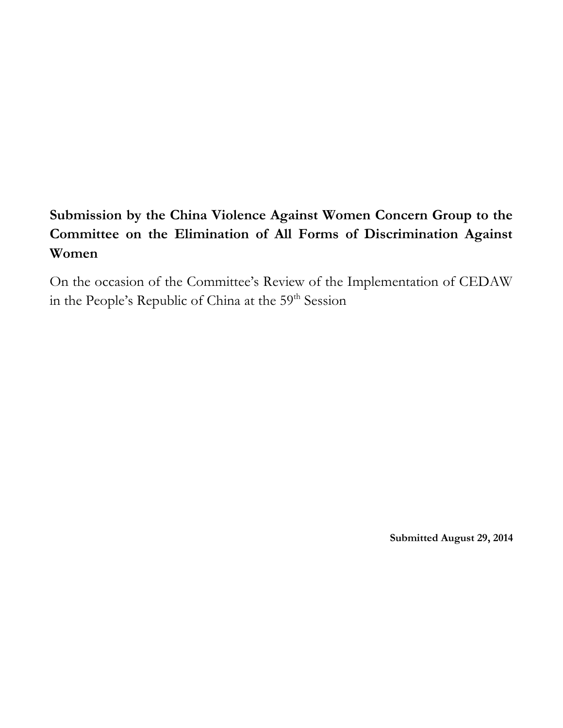# Submission by the China Violence Against Women Concern Group to the Committee on the Elimination of All Forms of Discrimination Against Women

On the occasion of the Committee's Review of the Implementation of CEDAW in the People's Republic of China at the 59th Session

**Submitted August 29, 2014**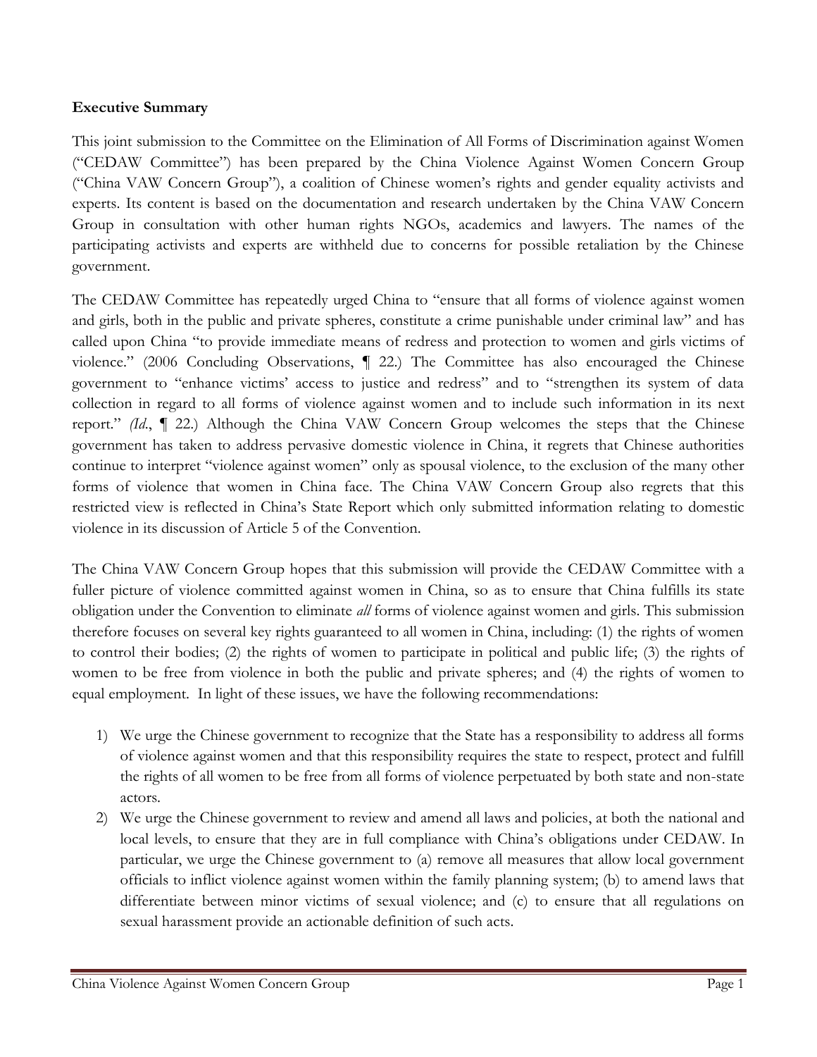**Executive Summary**

This joint submission to the Committee on the Elimination of All Forms of Discrimination against Women ("CEDAW Committee") has been prepared by the China Violence Against Women Concern Group ("China VAW Concern Group"), a coalition of Chinese women's rights and gender equality activists and experts. Its content is based on the documentation and research undertaken by the China VAW Concern Group in consultation with other human rights NGOs, academics and lawyers. The names of the participating activists and experts are withheld due to concerns for possible retaliation by the Chinese government.

The CEDAW Committee has repeatedly urged China to "ensure that all forms of violence against women and girls, both in the public and private spheres, constitute a crime punishable under criminal law" and has called upon China "to provide immediate means of redress and protection to women and girls victims of violence." (2006 Concluding Observations, ¶ 22.) The Committee has also encouraged the Chinese government to "enhance victims' access to justice and redress" and to "strengthen its system of data collection in regard to all forms of violence against women and to include such information in its next report." *(Id.*, ¶ 22.) Although the China VAW Concern Group welcomes the steps that the Chinese government has taken to address pervasive domestic violence in China, it regrets that Chinese authorities continue to interpret "violence against women" only as spousal violence, to the exclusion of the many other forms of violence that women in China face. The China VAW Concern Group also regrets that this restricted view is reflected in China's State Report which only submitted information relating to domestic violence in its discussion of Article 5 of the Convention.

The China VAW Concern Group hopes that this submission will provide the CEDAW Committee with a fuller picture of violence committed against women in China, so as to ensure that China fulfills its state obligation under the Convention to eliminate *all* forms of violence against women and girls. This submission therefore focuses on several key rights guaranteed to all women in China, including: (1) the rights of women to control their bodies; (2) the rights of women to participate in political and public life; (3) the rights of women to be free from violence in both the public and private spheres; and (4) the rights of women to equal employment. In light of these issues, we have the following recommendations:

1) We urge the Chinese government to recognize that the State has a responsibility to address all forms of violence against women and that this responsibility requires the state to respect, protect and fulfill the rights of all women to be free from all forms of violence perpetuated by both state and non-state actors.
2) We urge the Chinese government to review and amend all laws and policies, at both the national and local levels, to ensure that they are in full compliance with China's obligations under CEDAW. In particular, we urge the Chinese government to (a) remove all measures that allow local government officials to inflict violence against women within the family planning system; (b) to amend laws that differentiate between minor victims of sexual violence; and (c) to ensure that all regulations on sexual harassment provide an actionable definition of such acts.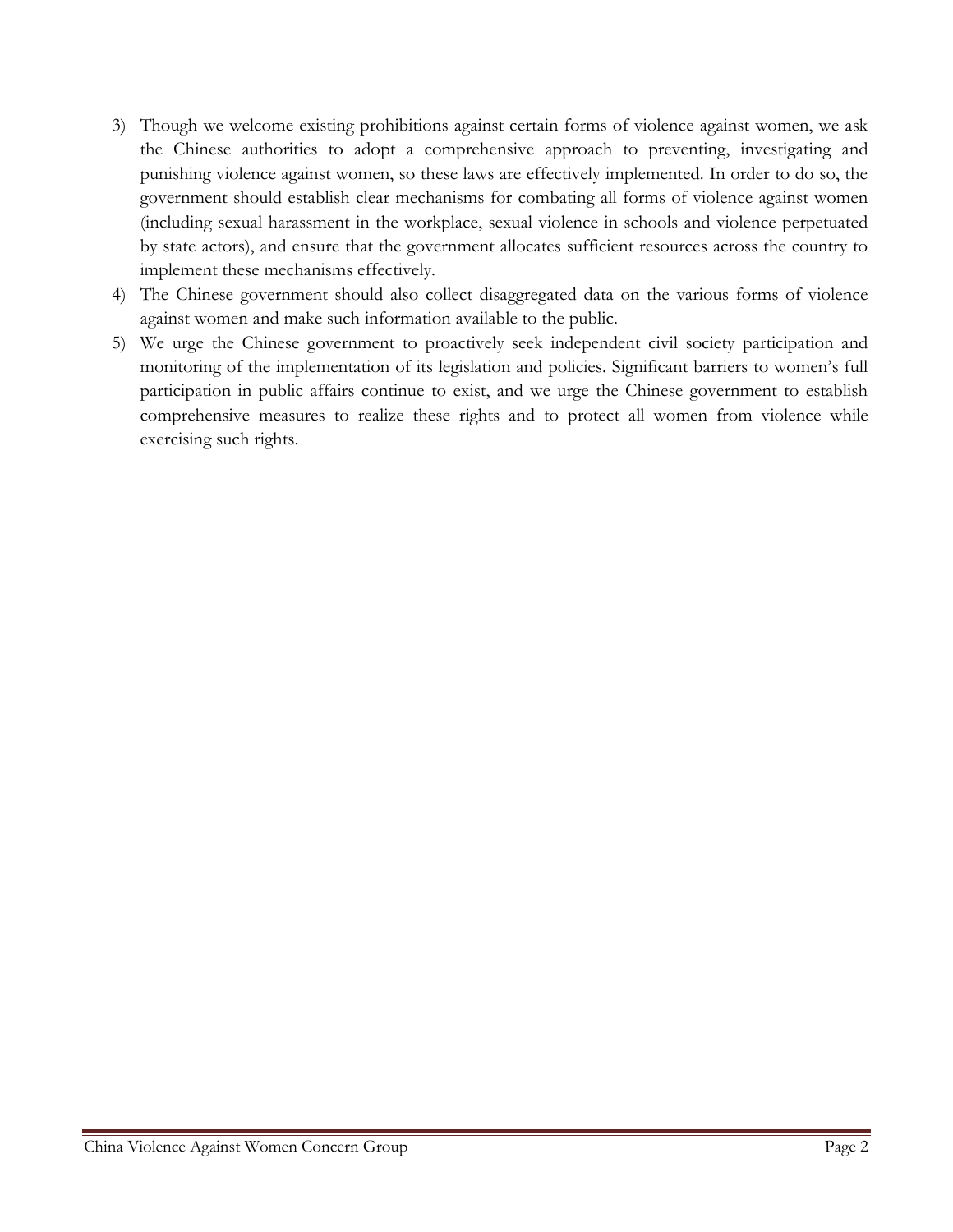3) Though we welcome existing prohibitions against certain forms of violence against women, we ask the Chinese authorities to adopt a comprehensive approach to preventing, investigating and punishing violence against women, so these laws are effectively implemented. In order to do so, the government should establish clear mechanisms for combating all forms of violence against women (including sexual harassment in the workplace, sexual violence in schools and violence perpetuated by state actors), and ensure that the government allocates sufficient resources across the country to implement these mechanisms effectively.
4) The Chinese government should also collect disaggregated data on the various forms of violence against women and make such information available to the public.
5) We urge the Chinese government to proactively seek independent civil society participation and monitoring of the implementation of its legislation and policies. Significant barriers to women's full participation in public affairs continue to exist, and we urge the Chinese government to establish comprehensive measures to realize these rights and to protect all women from violence while exercising such rights.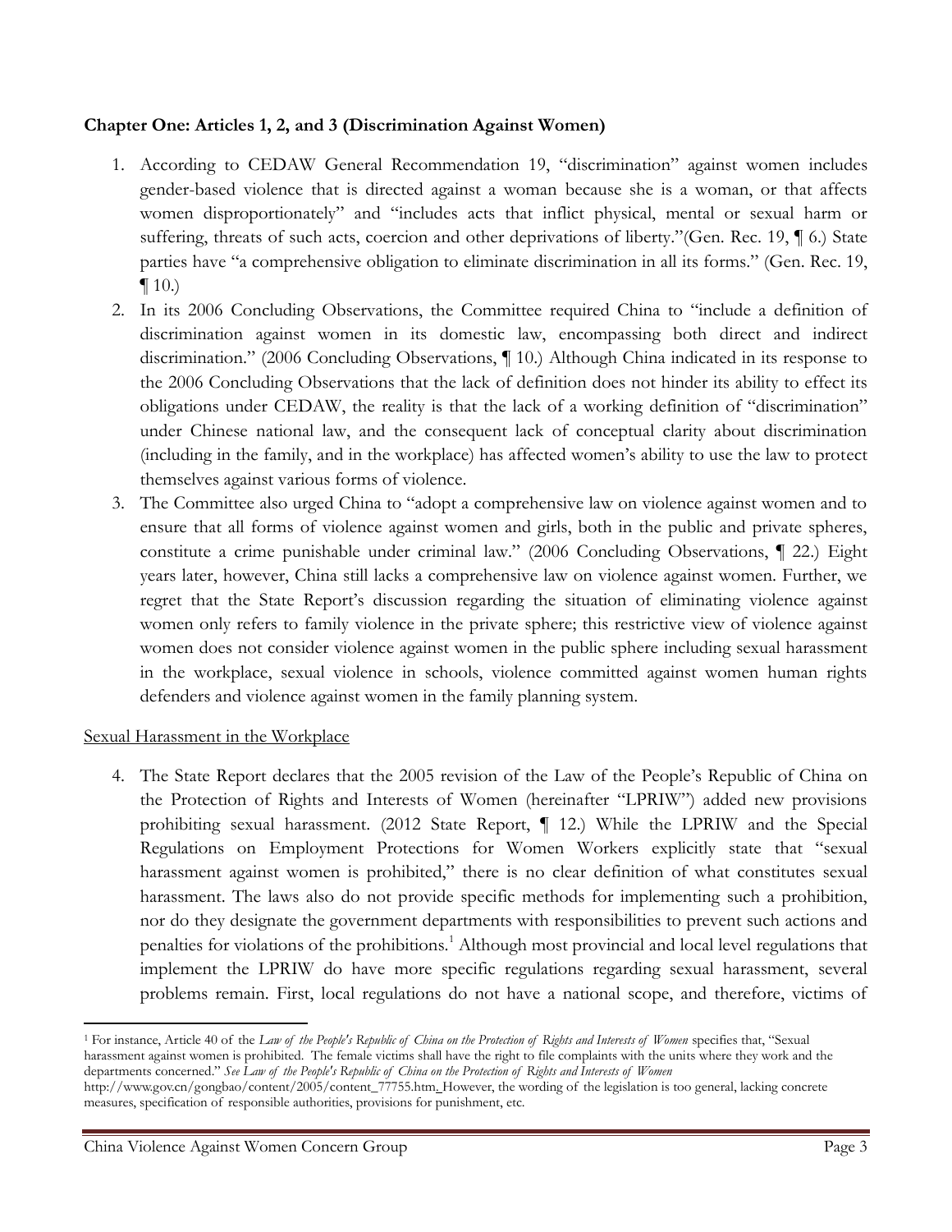**Chapter One: Articles 1, 2, and 3 (Discrimination Against Women)**

1. According to CEDAW General Recommendation 19, "discrimination" against women includes gender-based violence that is directed against a woman because she is a woman, or that affects women disproportionately" and "includes acts that inflict physical, mental or sexual harm or suffering, threats of such acts, coercion and other deprivations of liberty."(Gen. Rec. 19, ¶ 6.) State parties have "a comprehensive obligation to eliminate discrimination in all its forms." (Gen. Rec. 19, ¶ 10.)
2. In its 2006 Concluding Observations, the Committee required China to "include a definition of discrimination against women in its domestic law, encompassing both direct and indirect discrimination." (2006 Concluding Observations, ¶ 10.) Although China indicated in its response to the 2006 Concluding Observations that the lack of definition does not hinder its ability to effect its obligations under CEDAW, the reality is that the lack of a working definition of "discrimination" under Chinese national law, and the consequent lack of conceptual clarity about discrimination (including in the family, and in the workplace) has affected women's ability to use the law to protect themselves against various forms of violence.
3. The Committee also urged China to "adopt a comprehensive law on violence against women and to ensure that all forms of violence against women and girls, both in the public and private spheres, constitute a crime punishable under criminal law." (2006 Concluding Observations, ¶ 22.) Eight years later, however, China still lacks a comprehensive law on violence against women. Further, we regret that the State Report's discussion regarding the situation of eliminating violence against women only refers to family violence in the private sphere; this restrictive view of violence against women does not consider violence against women in the public sphere including sexual harassment in the workplace, sexual violence in schools, violence committed against women human rights defenders and violence against women in the family planning system.

<u>Sexual Harassment in the Workplace</u>

4. The State Report declares that the 2005 revision of the Law of the People's Republic of China on the Protection of Rights and Interests of Women (hereinafter "LPRIW") added new provisions prohibiting sexual harassment. (2012 State Report, ¶ 12.) While the LPRIW and the Special Regulations on Employment Protections for Women Workers explicitly state that "sexual harassment against women is prohibited," there is no clear definition of what constitutes sexual harassment. The laws also do not provide specific methods for implementing such a prohibition, nor do they designate the government departments with responsibilities to prevent such actions and penalties for violations of the prohibitions.[1] Although most provincial and local level regulations that implement the LPRIW do have more specific regulations regarding sexual harassment, several problems remain. First, local regulations do not have a national scope, and therefore, victims of

---

[1] For instance, Article 40 of the *Law of the People's Republic of China on the Protection of Rights and Interests of Women* specifies that, "Sexual harassment against women is prohibited. The female victims shall have the right to file complaints with the units where they work and the departments concerned." *See Law of the People's Republic of China on the Protection of Rights and Interests of Women* http://www.gov.cn/gongbao/content/2005/content_77755.htm. However, the wording of the legislation is too general, lacking concrete measures, specification of responsible authorities, provisions for punishment, etc.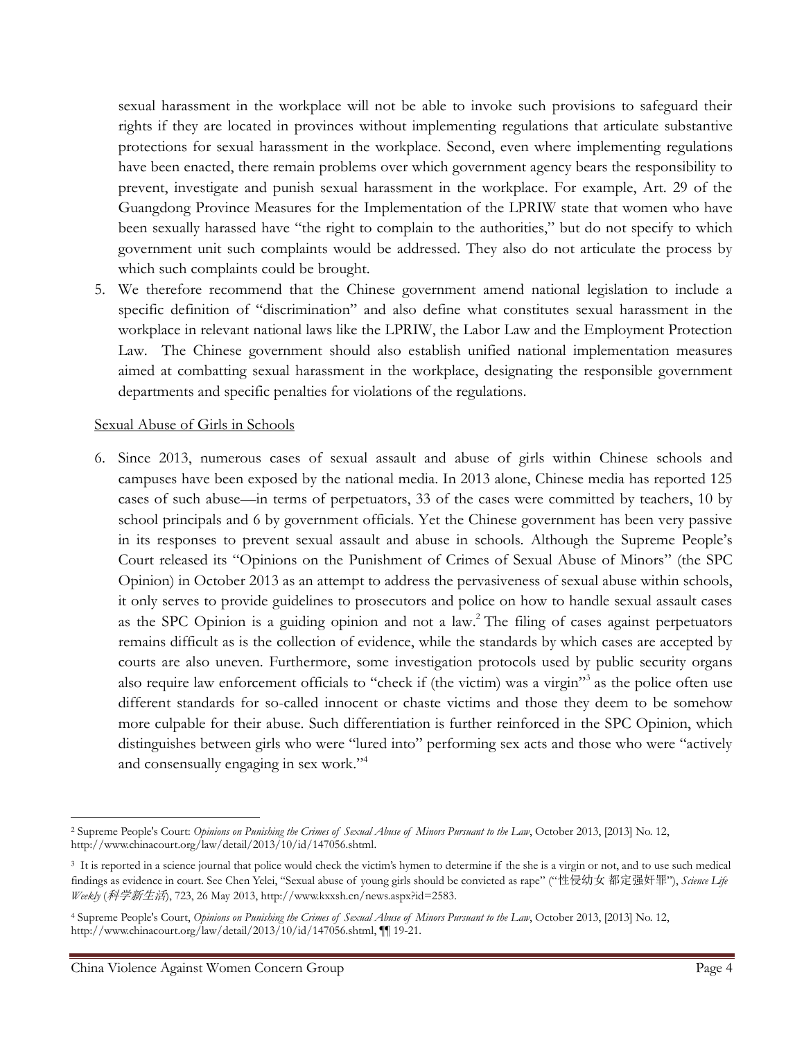sexual harassment in the workplace will not be able to invoke such provisions to safeguard their rights if they are located in provinces without implementing regulations that articulate substantive protections for sexual harassment in the workplace. Second, even where implementing regulations have been enacted, there remain problems over which government agency bears the responsibility to prevent, investigate and punish sexual harassment in the workplace. For example, Art. 29 of the Guangdong Province Measures for the Implementation of the LPRIW state that women who have been sexually harassed have "the right to complain to the authorities," but do not specify to which government unit such complaints would be addressed. They also do not articulate the process by which such complaints could be brought.

5. We therefore recommend that the Chinese government amend national legislation to include a specific definition of "discrimination" and also define what constitutes sexual harassment in the workplace in relevant national laws like the LPRIW, the Labor Law and the Employment Protection Law. The Chinese government should also establish unified national implementation measures aimed at combatting sexual harassment in the workplace, designating the responsible government departments and specific penalties for violations of the regulations.

Sexual Abuse of Girls in Schools

6. Since 2013, numerous cases of sexual assault and abuse of girls within Chinese schools and campuses have been exposed by the national media. In 2013 alone, Chinese media has reported 125 cases of such abuse—in terms of perpetuators, 33 of the cases were committed by teachers, 10 by school principals and 6 by government officials. Yet the Chinese government has been very passive in its responses to prevent sexual assault and abuse in schools. Although the Supreme People's Court released its "Opinions on the Punishment of Crimes of Sexual Abuse of Minors" (the SPC Opinion) in October 2013 as an attempt to address the pervasiveness of sexual abuse within schools, it only serves to provide guidelines to prosecutors and police on how to handle sexual assault cases as the SPC Opinion is a guiding opinion and not a law.[2] The filing of cases against perpetuators remains difficult as is the collection of evidence, while the standards by which cases are accepted by courts are also uneven. Furthermore, some investigation protocols used by public security organs also require law enforcement officials to "check if (the victim) was a virgin"[3] as the police often use different standards for so-called innocent or chaste victims and those they deem to be somehow more culpable for their abuse. Such differentiation is further reinforced in the SPC Opinion, which distinguishes between girls who were "lured into" performing sex acts and those who were "actively and consensually engaging in sex work."[4]

---

[2] Supreme People's Court: *Opinions on Punishing the Crimes of Sexual Abuse of Minors Pursuant to the Law*, October 2013, [2013] No. 12, http://www.chinacourt.org/law/detail/2013/10/id/147056.shtml.

[3] It is reported in a science journal that police would check the victim's hymen to determine if the she is a virgin or not, and to use such medical findings as evidence in court. See Chen Yelei, "Sexual abuse of young girls should be convicted as rape" ("性侵幼女 都定强奸罪"), *Science Life Weekly* (*科学新生活*), 723, 26 May 2013, http://www.kxxsh.cn/news.aspx?id=2583.

[4] Supreme People's Court, *Opinions on Punishing the Crimes of Sexual Abuse of Minors Pursuant to the Law*, October 2013, [2013] No. 12, http://www.chinacourt.org/law/detail/2013/10/id/147056.shtml, ¶¶ 19-21.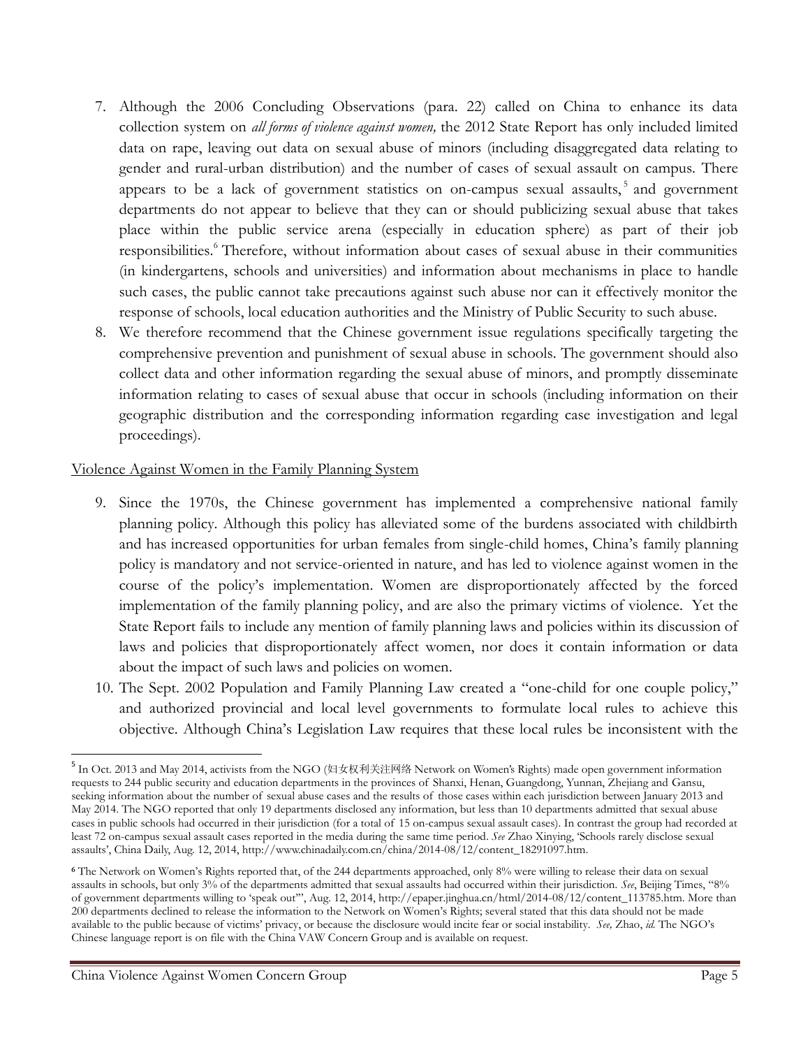7. Although the 2006 Concluding Observations (para. 22) called on China to enhance its data collection system on *all forms of violence against women,* the 2012 State Report has only included limited data on rape, leaving out data on sexual abuse of minors (including disaggregated data relating to gender and rural-urban distribution) and the number of cases of sexual assault on campus. There appears to be a lack of government statistics on on-campus sexual assaults,[5] and government departments do not appear to believe that they can or should publicizing sexual abuse that takes place within the public service arena (especially in education sphere) as part of their job responsibilities.[6] Therefore, without information about cases of sexual abuse in their communities (in kindergartens, schools and universities) and information about mechanisms in place to handle such cases, the public cannot take precautions against such abuse nor can it effectively monitor the response of schools, local education authorities and the Ministry of Public Security to such abuse.
8. We therefore recommend that the Chinese government issue regulations specifically targeting the comprehensive prevention and punishment of sexual abuse in schools. The government should also collect data and other information regarding the sexual abuse of minors, and promptly disseminate information relating to cases of sexual abuse that occur in schools (including information on their geographic distribution and the corresponding information regarding case investigation and legal proceedings).

Violence Against Women in the Family Planning System

9. Since the 1970s, the Chinese government has implemented a comprehensive national family planning policy. Although this policy has alleviated some of the burdens associated with childbirth and has increased opportunities for urban females from single-child homes, China's family planning policy is mandatory and not service-oriented in nature, and has led to violence against women in the course of the policy's implementation. Women are disproportionately affected by the forced implementation of the family planning policy, and are also the primary victims of violence. Yet the State Report fails to include any mention of family planning laws and policies within its discussion of laws and policies that disproportionately affect women, nor does it contain information or data about the impact of such laws and policies on women.
10. The Sept. 2002 Population and Family Planning Law created a "one-child for one couple policy," and authorized provincial and local level governments to formulate local rules to achieve this objective. Although China's Legislation Law requires that these local rules be inconsistent with the

---

[5] In Oct. 2013 and May 2014, activists from the NGO (妇女权利关注网络 Network on Women's Rights) made open government information requests to 244 public security and education departments in the provinces of Shanxi, Henan, Guangdong, Yunnan, Zhejiang and Gansu, seeking information about the number of sexual abuse cases and the results of those cases within each jurisdiction between January 2013 and May 2014. The NGO reported that only 19 departments disclosed any information, but less than 10 departments admitted that sexual abuse cases in public schools had occurred in their jurisdiction (for a total of 15 on-campus sexual assault cases). In contrast the group had recorded at least 72 on-campus sexual assault cases reported in the media during the same time period. *See* Zhao Xinying, 'Schools rarely disclose sexual assaults', China Daily, Aug. 12, 2014, http://www.chinadaily.com.cn/china/2014-08/12/content_18291097.htm.

[6] The Network on Women's Rights reported that, of the 244 departments approached, only 8% were willing to release their data on sexual assaults in schools, but only 3% of the departments admitted that sexual assaults had occurred within their jurisdiction. *See*, Beijing Times, "8% of government departments willing to 'speak out'", Aug. 12, 2014, http://epaper.jinghua.cn/html/2014-08/12/content_113785.htm. More than 200 departments declined to release the information to the Network on Women's Rights; several stated that this data should not be made available to the public because of victims' privacy, or because the disclosure would incite fear or social instability. *See,* Zhao, *id.* The NGO's Chinese language report is on file with the China VAW Concern Group and is available on request.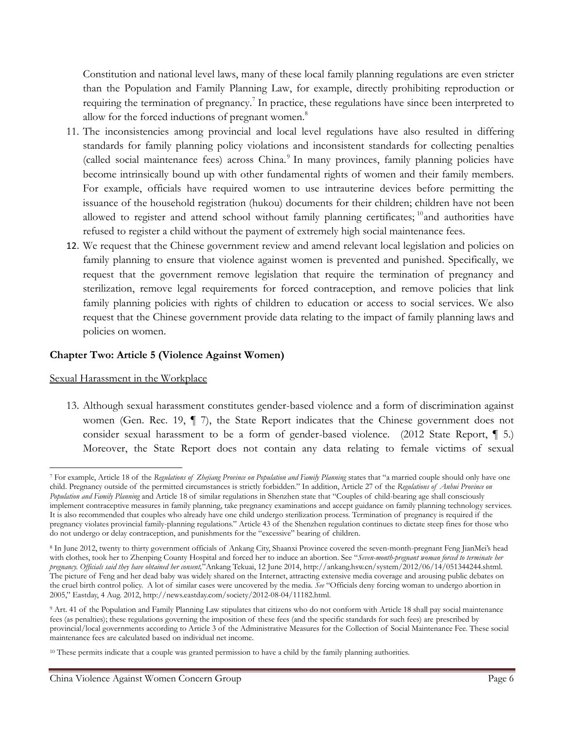Constitution and national level laws, many of these local family planning regulations are even stricter than the Population and Family Planning Law, for example, directly prohibiting reproduction or requiring the termination of pregnancy.[7] In practice, these regulations have since been interpreted to allow for the forced inductions of pregnant women.[8]

11. The inconsistencies among provincial and local level regulations have also resulted in differing standards for family planning policy violations and inconsistent standards for collecting penalties (called social maintenance fees) across China.[9] In many provinces, family planning policies have become intrinsically bound up with other fundamental rights of women and their family members. For example, officials have required women to use intrauterine devices before permitting the issuance of the household registration (hukou) documents for their children; children have not been allowed to register and attend school without family planning certificates; [10] and authorities have refused to register a child without the payment of extremely high social maintenance fees.
12. We request that the Chinese government review and amend relevant local legislation and policies on family planning to ensure that violence against women is prevented and punished. Specifically, we request that the government remove legislation that require the termination of pregnancy and sterilization, remove legal requirements for forced contraception, and remove policies that link family planning policies with rights of children to education or access to social services. We also request that the Chinese government provide data relating to the impact of family planning laws and policies on women.

**Chapter Two: Article 5 (Violence Against Women)**

Sexual Harassment in the Workplace

13. Although sexual harassment constitutes gender-based violence and a form of discrimination against women (Gen. Rec. 19, ¶ 7), the State Report indicates that the Chinese government does not consider sexual harassment to be a form of gender-based violence. (2012 State Report, ¶ 5.) Moreover, the State Report does not contain any data relating to female victims of sexual

---

[7] For example, Article 18 of the *Regulations of Zhejiang Province on Population and Family Planning* states that "a married couple should only have one child. Pregnancy outside of the permitted circumstances is strictly forbidden." In addition, Article 27 of the *Regulations of Anhui Province on Population and Family Planning* and Article 18 of similar regulations in Shenzhen state that "Couples of child-bearing age shall consciously implement contraceptive measures in family planning, take pregnancy examinations and accept guidance on family planning technology services. It is also recommended that couples who already have one child undergo sterilization process. Termination of pregnancy is required if the pregnancy violates provincial family-planning regulations." Article 43 of the Shenzhen regulation continues to dictate steep fines for those who do not undergo or delay contraception, and punishments for the "excessive" bearing of children.

[8] In June 2012, twenty to thirty government officials of Ankang City, Shaanxi Province covered the seven-month-pregnant Feng JianMei's head with clothes, took her to Zhenping County Hospital and forced her to induce an abortion. See "*Seven-month-pregnant woman forced to terminate her pregnancy. Officials said they have obtained her consent,*" Ankang Tekuai, 12 June 2014, http://ankang.hsw.cn/system/2012/06/14/051344244.shtml. The picture of Feng and her dead baby was widely shared on the Internet, attracting extensive media coverage and arousing public debates on the cruel birth control policy. A lot of similar cases were uncovered by the media. *See* "Officials deny forcing woman to undergo abortion in 2005," Eastday, 4 Aug. 2012, http://news.eastday.com/society/2012-08-04/11182.html.

[9] Art. 41 of the Population and Family Planning Law stipulates that citizens who do not conform with Article 18 shall pay social maintenance fees (as penalties); these regulations governing the imposition of these fees (and the specific standards for such fees) are prescribed by provincial/local governments according to Article 3 of the Administrative Measures for the Collection of Social Maintenance Fee. These social maintenance fees are calculated based on individual net income.

[10] These permits indicate that a couple was granted permission to have a child by the family planning authorities.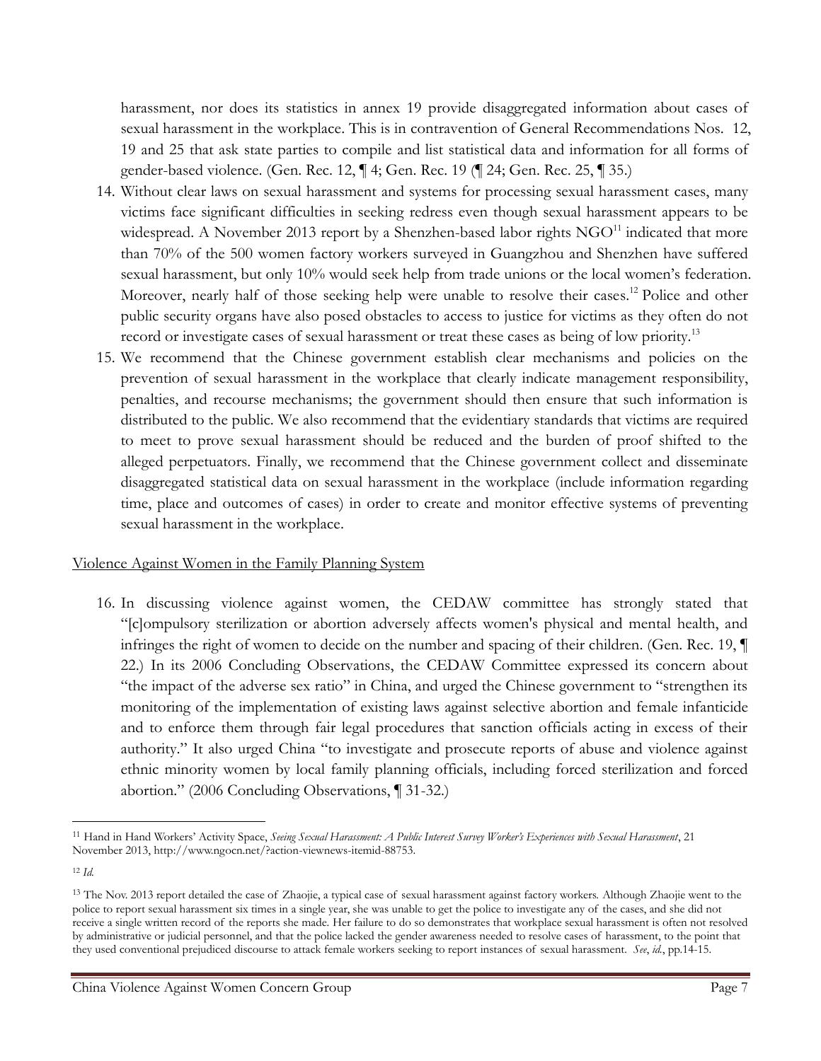harassment, nor does its statistics in annex 19 provide disaggregated information about cases of sexual harassment in the workplace. This is in contravention of General Recommendations Nos. 12, 19 and 25 that ask state parties to compile and list statistical data and information for all forms of gender-based violence. (Gen. Rec. 12, ¶ 4; Gen. Rec. 19 (¶ 24; Gen. Rec. 25, ¶ 35.)

14. Without clear laws on sexual harassment and systems for processing sexual harassment cases, many victims face significant difficulties in seeking redress even though sexual harassment appears to be widespread. A November 2013 report by a Shenzhen-based labor rights NGO[11] indicated that more than 70% of the 500 women factory workers surveyed in Guangzhou and Shenzhen have suffered sexual harassment, but only 10% would seek help from trade unions or the local women's federation. Moreover, nearly half of those seeking help were unable to resolve their cases.[12] Police and other public security organs have also posed obstacles to access to justice for victims as they often do not record or investigate cases of sexual harassment or treat these cases as being of low priority.[13]
15. We recommend that the Chinese government establish clear mechanisms and policies on the prevention of sexual harassment in the workplace that clearly indicate management responsibility, penalties, and recourse mechanisms; the government should then ensure that such information is distributed to the public. We also recommend that the evidentiary standards that victims are required to meet to prove sexual harassment should be reduced and the burden of proof shifted to the alleged perpetuators. Finally, we recommend that the Chinese government collect and disseminate disaggregated statistical data on sexual harassment in the workplace (include information regarding time, place and outcomes of cases) in order to create and monitor effective systems of preventing sexual harassment in the workplace.

Violence Against Women in the Family Planning System

16. In discussing violence against women, the CEDAW committee has strongly stated that "[c]ompulsory sterilization or abortion adversely affects women's physical and mental health, and infringes the right of women to decide on the number and spacing of their children. (Gen. Rec. 19, ¶ 22.) In its 2006 Concluding Observations, the CEDAW Committee expressed its concern about "the impact of the adverse sex ratio" in China, and urged the Chinese government to "strengthen its monitoring of the implementation of existing laws against selective abortion and female infanticide and to enforce them through fair legal procedures that sanction officials acting in excess of their authority." It also urged China "to investigate and prosecute reports of abuse and violence against ethnic minority women by local family planning officials, including forced sterilization and forced abortion." (2006 Concluding Observations, ¶ 31-32.)

---

[11] Hand in Hand Workers' Activity Space, *Seeing Sexual Harassment: A Public Interest Survey Worker's Experiences with Sexual Harassment*, 21 November 2013, http://www.ngocn.net/?action-viewnews-itemid-88753.

[12] *Id.*

[13] The Nov. 2013 report detailed the case of Zhaojie, a typical case of sexual harassment against factory workers. Although Zhaojie went to the police to report sexual harassment six times in a single year, she was unable to get the police to investigate any of the cases, and she did not receive a single written record of the reports she made. Her failure to do so demonstrates that workplace sexual harassment is often not resolved by administrative or judicial personnel, and that the police lacked the gender awareness needed to resolve cases of harassment, to the point that they used conventional prejudiced discourse to attack female workers seeking to report instances of sexual harassment. *See*, *id.*, pp.14-15.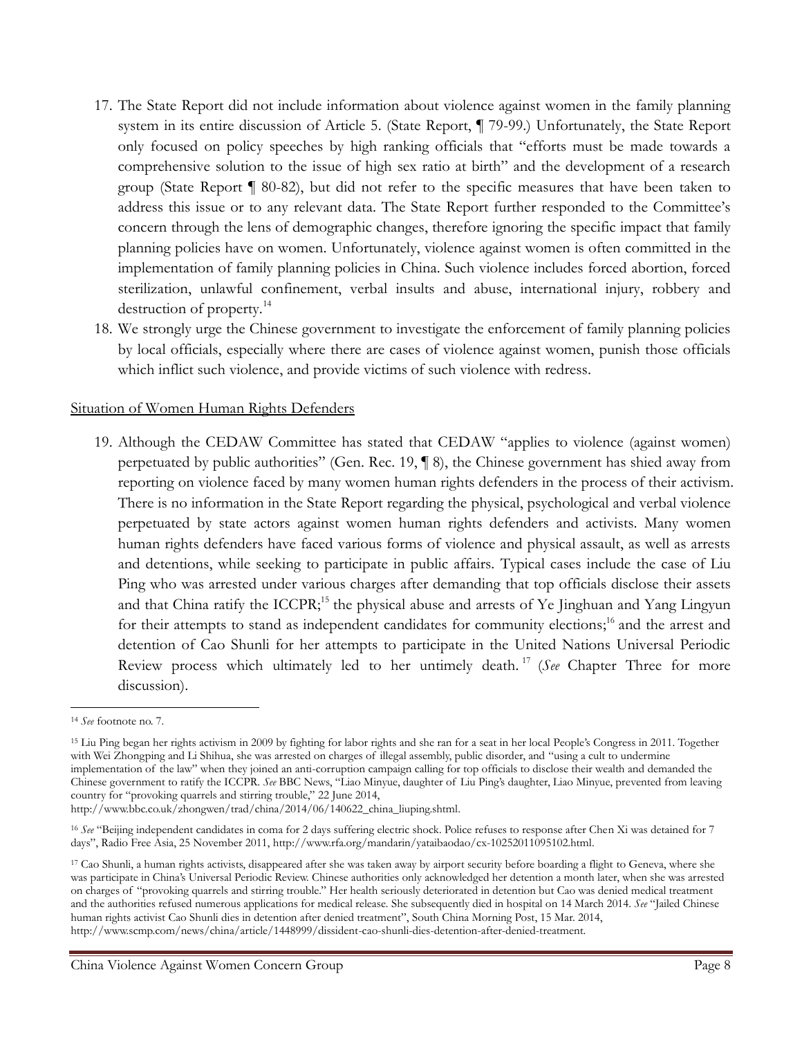17. The State Report did not include information about violence against women in the family planning system in its entire discussion of Article 5. (State Report, ¶ 79-99.) Unfortunately, the State Report only focused on policy speeches by high ranking officials that "efforts must be made towards a comprehensive solution to the issue of high sex ratio at birth" and the development of a research group (State Report ¶ 80-82), but did not refer to the specific measures that have been taken to address this issue or to any relevant data. The State Report further responded to the Committee's concern through the lens of demographic changes, therefore ignoring the specific impact that family planning policies have on women. Unfortunately, violence against women is often committed in the implementation of family planning policies in China. Such violence includes forced abortion, forced sterilization, unlawful confinement, verbal insults and abuse, international injury, robbery and destruction of property.[14]

18. We strongly urge the Chinese government to investigate the enforcement of family planning policies by local officials, especially where there are cases of violence against women, punish those officials which inflict such violence, and provide victims of such violence with redress.

Situation of Women Human Rights Defenders

19. Although the CEDAW Committee has stated that CEDAW "applies to violence (against women) perpetuated by public authorities" (Gen. Rec. 19, ¶ 8), the Chinese government has shied away from reporting on violence faced by many women human rights defenders in the process of their activism. There is no information in the State Report regarding the physical, psychological and verbal violence perpetuated by state actors against women human rights defenders and activists. Many women human rights defenders have faced various forms of violence and physical assault, as well as arrests and detentions, while seeking to participate in public affairs. Typical cases include the case of Liu Ping who was arrested under various charges after demanding that top officials disclose their assets and that China ratify the ICCPR;[15] the physical abuse and arrests of Ye Jinghuan and Yang Lingyun for their attempts to stand as independent candidates for community elections;[16] and the arrest and detention of Cao Shunli for her attempts to participate in the United Nations Universal Periodic Review process which ultimately led to her untimely death.[17] (*See* Chapter Three for more discussion).

---

[14] *See* footnote no. 7.

[15] Liu Ping began her rights activism in 2009 by fighting for labor rights and she ran for a seat in her local People's Congress in 2011. Together with Wei Zhongping and Li Shihua, she was arrested on charges of illegal assembly, public disorder, and "using a cult to undermine implementation of the law" when they joined an anti-corruption campaign calling for top officials to disclose their wealth and demanded the Chinese government to ratify the ICCPR. *See* BBC News, "Liao Minyue, daughter of Liu Ping's daughter, Liao Minyue, prevented from leaving country for "provoking quarrels and stirring trouble," 22 June 2014, http://www.bbc.co.uk/zhongwen/trad/china/2014/06/140622_china_liuping.shtml.

[16] *See* "Beijing independent candidates in coma for 2 days suffering electric shock. Police refuses to response after Chen Xi was detained for 7 days", Radio Free Asia, 25 November 2011, http://www.rfa.org/mandarin/yataibaodao/cx-10252011095102.html.

[17] Cao Shunli, a human rights activists, disappeared after she was taken away by airport security before boarding a flight to Geneva, where she was participate in China's Universal Periodic Review. Chinese authorities only acknowledged her detention a month later, when she was arrested on charges of "provoking quarrels and stirring trouble." Her health seriously deteriorated in detention but Cao was denied medical treatment and the authorities refused numerous applications for medical release. She subsequently died in hospital on 14 March 2014. *See* "Jailed Chinese human rights activist Cao Shunli dies in detention after denied treatment", South China Morning Post, 15 Mar. 2014, http://www.scmp.com/news/china/article/1448999/dissident-cao-shunli-dies-detention-after-denied-treatment.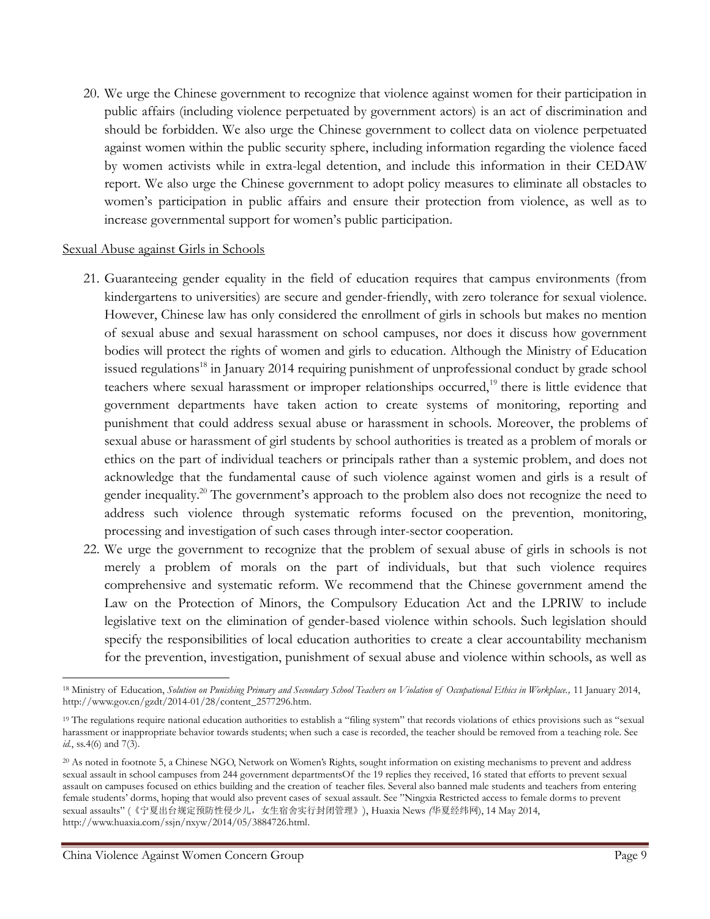20. We urge the Chinese government to recognize that violence against women for their participation in public affairs (including violence perpetuated by government actors) is an act of discrimination and should be forbidden. We also urge the Chinese government to collect data on violence perpetuated against women within the public security sphere, including information regarding the violence faced by women activists while in extra-legal detention, and include this information in their CEDAW report. We also urge the Chinese government to adopt policy measures to eliminate all obstacles to women's participation in public affairs and ensure their protection from violence, as well as to increase governmental support for women's public participation.

<u>Sexual Abuse against Girls in Schools</u>

21. Guaranteeing gender equality in the field of education requires that campus environments (from kindergartens to universities) are secure and gender-friendly, with zero tolerance for sexual violence. However, Chinese law has only considered the enrollment of girls in schools but makes no mention of sexual abuse and sexual harassment on school campuses, nor does it discuss how government bodies will protect the rights of women and girls to education. Although the Ministry of Education issued regulations[18] in January 2014 requiring punishment of unprofessional conduct by grade school teachers where sexual harassment or improper relationships occurred,[19] there is little evidence that government departments have taken action to create systems of monitoring, reporting and punishment that could address sexual abuse or harassment in schools. Moreover, the problems of sexual abuse or harassment of girl students by school authorities is treated as a problem of morals or ethics on the part of individual teachers or principals rather than a systemic problem, and does not acknowledge that the fundamental cause of such violence against women and girls is a result of gender inequality.[20] The government's approach to the problem also does not recognize the need to address such violence through systematic reforms focused on the prevention, monitoring, processing and investigation of such cases through inter-sector cooperation.

22. We urge the government to recognize that the problem of sexual abuse of girls in schools is not merely a problem of morals on the part of individuals, but that such violence requires comprehensive and systematic reform. We recommend that the Chinese government amend the Law on the Protection of Minors, the Compulsory Education Act and the LPRIW to include legislative text on the elimination of gender-based violence within schools. Such legislation should specify the responsibilities of local education authorities to create a clear accountability mechanism for the prevention, investigation, punishment of sexual abuse and violence within schools, as well as

---

[18] Ministry of Education, *Solution on Punishing Primary and Secondary School Teachers on Violation of Occupational Ethics in Workplace.,* 11 January 2014, http://www.gov.cn/gzdt/2014-01/28/content_2577296.htm.

[19] The regulations require national education authorities to establish a "filing system" that records violations of ethics provisions such as "sexual harassment or inappropriate behavior towards students; when such a case is recorded, the teacher should be removed from a teaching role. See *id.*, ss.4(6) and 7(3).

[20] As noted in footnote 5, a Chinese NGO, Network on Women's Rights, sought information on existing mechanisms to prevent and address sexual assault in school campuses from 244 government departmentsOf the 19 replies they received, 16 stated that efforts to prevent sexual assault on campuses focused on ethics building and the creation of teacher files. Several also banned male students and teachers from entering female students' dorms, hoping that would also prevent cases of sexual assault. See "Ningxia Restricted access to female dorms to prevent sexual assaults" (《宁夏出台规定预防性侵少儿，女生宿舍实行封闭管理》), Huaxia News (华夏经纬网), 14 May 2014, http://www.huaxia.com/ssjn/nxyw/2014/05/3884726.html.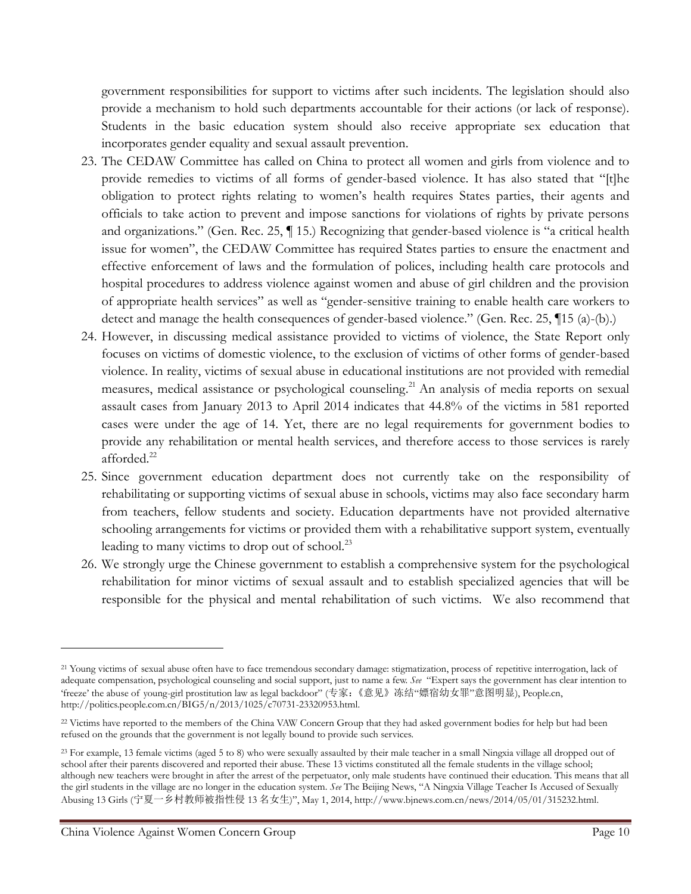government responsibilities for support to victims after such incidents. The legislation should also provide a mechanism to hold such departments accountable for their actions (or lack of response). Students in the basic education system should also receive appropriate sex education that incorporates gender equality and sexual assault prevention.

23. The CEDAW Committee has called on China to protect all women and girls from violence and to provide remedies to victims of all forms of gender-based violence. It has also stated that "[t]he obligation to protect rights relating to women's health requires States parties, their agents and officials to take action to prevent and impose sanctions for violations of rights by private persons and organizations." (Gen. Rec. 25, ¶ 15.) Recognizing that gender-based violence is "a critical health issue for women", the CEDAW Committee has required States parties to ensure the enactment and effective enforcement of laws and the formulation of polices, including health care protocols and hospital procedures to address violence against women and abuse of girl children and the provision of appropriate health services" as well as "gender-sensitive training to enable health care workers to detect and manage the health consequences of gender-based violence." (Gen. Rec. 25, ¶15 (a)-(b).)
24. However, in discussing medical assistance provided to victims of violence, the State Report only focuses on victims of domestic violence, to the exclusion of victims of other forms of gender-based violence. In reality, victims of sexual abuse in educational institutions are not provided with remedial measures, medical assistance or psychological counseling.[21] An analysis of media reports on sexual assault cases from January 2013 to April 2014 indicates that 44.8% of the victims in 581 reported cases were under the age of 14. Yet, there are no legal requirements for government bodies to provide any rehabilitation or mental health services, and therefore access to those services is rarely afforded.[22]
25. Since government education department does not currently take on the responsibility of rehabilitating or supporting victims of sexual abuse in schools, victims may also face secondary harm from teachers, fellow students and society. Education departments have not provided alternative schooling arrangements for victims or provided them with a rehabilitative support system, eventually leading to many victims to drop out of school.[23]
26. We strongly urge the Chinese government to establish a comprehensive system for the psychological rehabilitation for minor victims of sexual assault and to establish specialized agencies that will be responsible for the physical and mental rehabilitation of such victims. We also recommend that

---

[21] Young victims of sexual abuse often have to face tremendous secondary damage: stigmatization, process of repetitive interrogation, lack of adequate compensation, psychological counseling and social support, just to name a few. *See* "Expert says the government has clear intention to 'freeze' the abuse of young-girl prostitution law as legal backdoor" (专家：《意见》冻结"嫖宿幼女罪"意图明显), People.cn, http://politics.people.com.cn/BIG5/n/2013/1025/c70731-23320953.html.

[22] Victims have reported to the members of the China VAW Concern Group that they had asked government bodies for help but had been refused on the grounds that the government is not legally bound to provide such services.

[23] For example, 13 female victims (aged 5 to 8) who were sexually assaulted by their male teacher in a small Ningxia village all dropped out of school after their parents discovered and reported their abuse. These 13 victims constituted all the female students in the village school; although new teachers were brought in after the arrest of the perpetuator, only male students have continued their education. This means that all the girl students in the village are no longer in the education system. *See* The Beijing News, "A Ningxia Village Teacher Is Accused of Sexually Abusing 13 Girls (宁夏一乡村教师被指性侵 13 名女生)", May 1, 2014, http://www.bjnews.com.cn/news/2014/05/01/315232.html.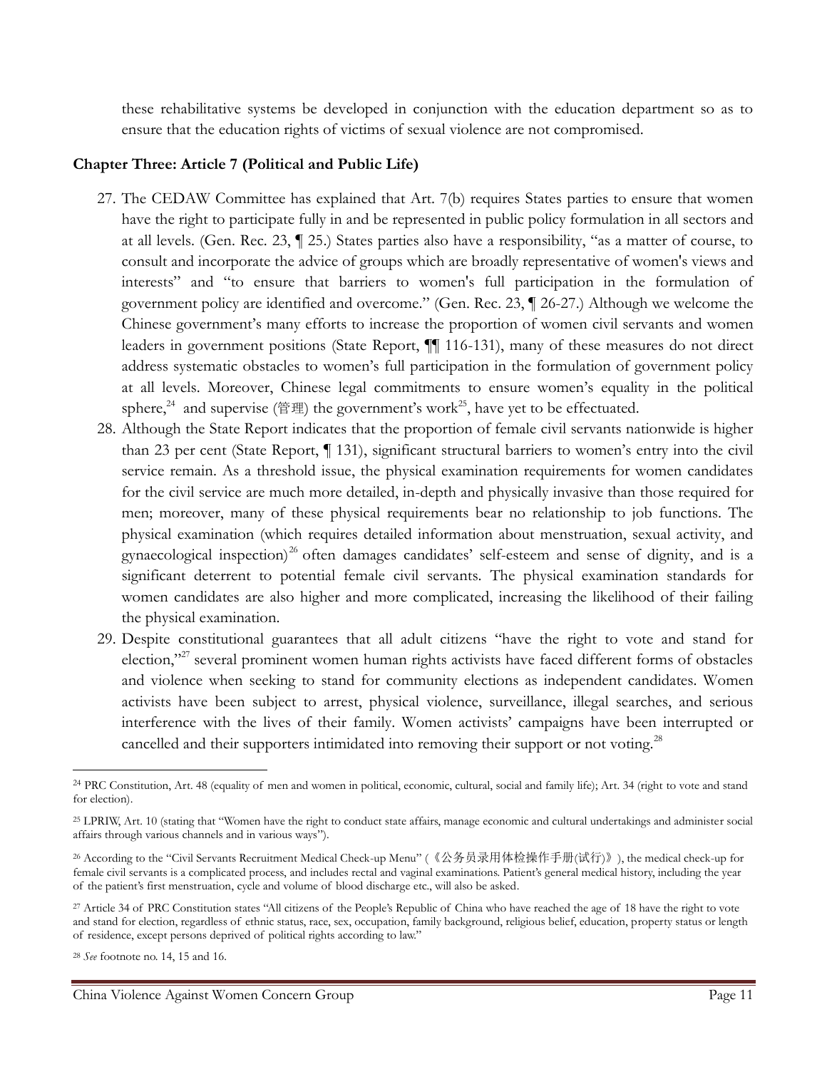these rehabilitative systems be developed in conjunction with the education department so as to ensure that the education rights of victims of sexual violence are not compromised.

**Chapter Three: Article 7 (Political and Public Life)**

27. The CEDAW Committee has explained that Art. 7(b) requires States parties to ensure that women have the right to participate fully in and be represented in public policy formulation in all sectors and at all levels. (Gen. Rec. 23, ¶ 25.) States parties also have a responsibility, "as a matter of course, to consult and incorporate the advice of groups which are broadly representative of women's views and interests" and "to ensure that barriers to women's full participation in the formulation of government policy are identified and overcome." (Gen. Rec. 23, ¶ 26-27.) Although we welcome the Chinese government's many efforts to increase the proportion of women civil servants and women leaders in government positions (State Report, ¶¶ 116-131), many of these measures do not direct address systematic obstacles to women's full participation in the formulation of government policy at all levels. Moreover, Chinese legal commitments to ensure women's equality in the political sphere,[24] and supervise (管理) the government's work[25], have yet to be effectuated.
28. Although the State Report indicates that the proportion of female civil servants nationwide is higher than 23 per cent (State Report, ¶ 131), significant structural barriers to women's entry into the civil service remain. As a threshold issue, the physical examination requirements for women candidates for the civil service are much more detailed, in-depth and physically invasive than those required for men; moreover, many of these physical requirements bear no relationship to job functions. The physical examination (which requires detailed information about menstruation, sexual activity, and gynaecological inspection)[26] often damages candidates' self-esteem and sense of dignity, and is a significant deterrent to potential female civil servants. The physical examination standards for women candidates are also higher and more complicated, increasing the likelihood of their failing the physical examination.
29. Despite constitutional guarantees that all adult citizens "have the right to vote and stand for election,"[27] several prominent women human rights activists have faced different forms of obstacles and violence when seeking to stand for community elections as independent candidates. Women activists have been subject to arrest, physical violence, surveillance, illegal searches, and serious interference with the lives of their family. Women activists' campaigns have been interrupted or cancelled and their supporters intimidated into removing their support or not voting.[28]

---

[24] PRC Constitution, Art. 48 (equality of men and women in political, economic, cultural, social and family life); Art. 34 (right to vote and stand for election).

[25] LPRIW, Art. 10 (stating that "Women have the right to conduct state affairs, manage economic and cultural undertakings and administer social affairs through various channels and in various ways").

[26] According to the "Civil Servants Recruitment Medical Check-up Menu" (《公务员录用体检操作手册(试行)》), the medical check-up for female civil servants is a complicated process, and includes rectal and vaginal examinations. Patient's general medical history, including the year of the patient's first menstruation, cycle and volume of blood discharge etc., will also be asked.

[27] Article 34 of PRC Constitution states "All citizens of the People's Republic of China who have reached the age of 18 have the right to vote and stand for election, regardless of ethnic status, race, sex, occupation, family background, religious belief, education, property status or length of residence, except persons deprived of political rights according to law."

[28] *See* footnote no. 14, 15 and 16.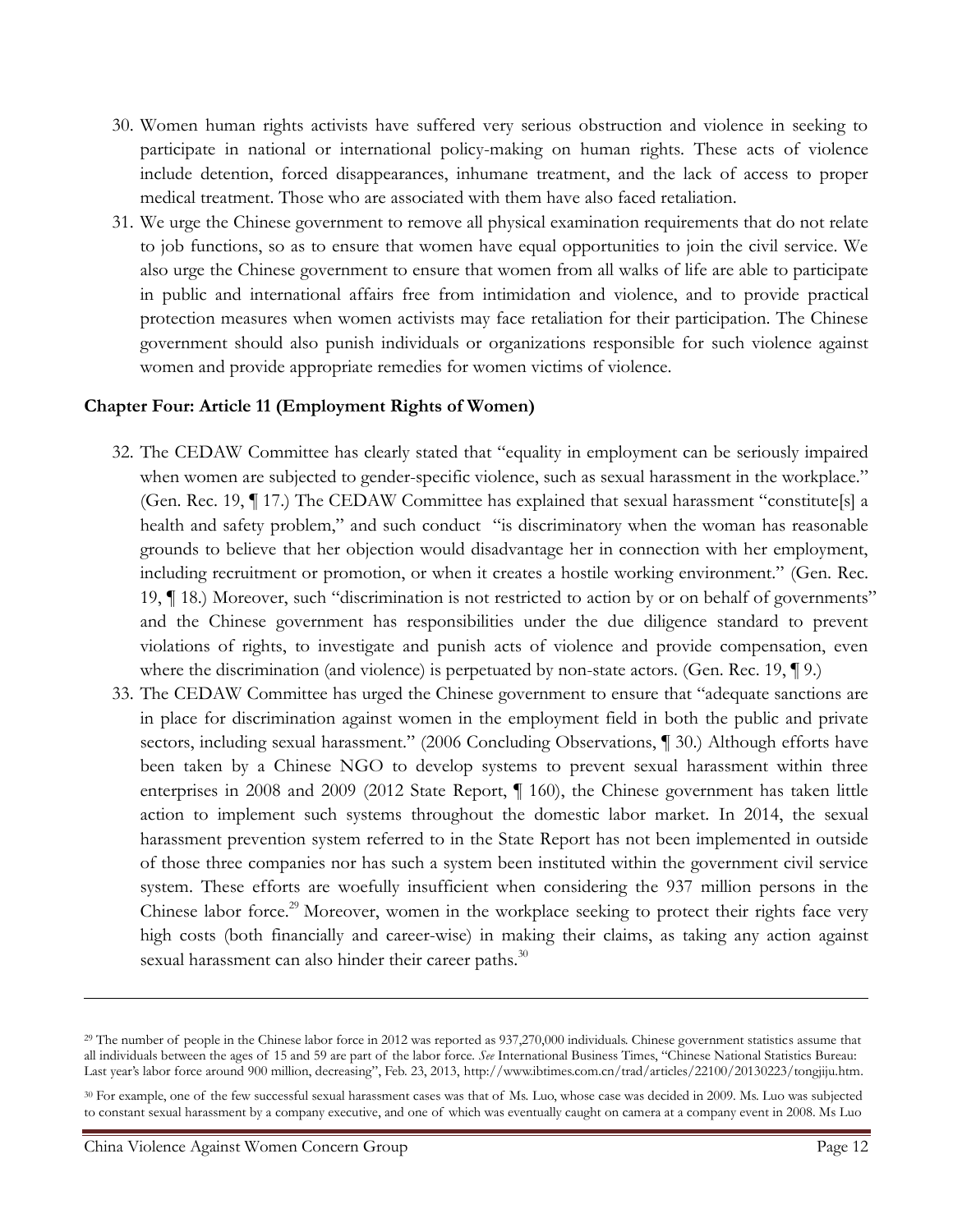30. Women human rights activists have suffered very serious obstruction and violence in seeking to participate in national or international policy-making on human rights. These acts of violence include detention, forced disappearances, inhumane treatment, and the lack of access to proper medical treatment. Those who are associated with them have also faced retaliation.
31. We urge the Chinese government to remove all physical examination requirements that do not relate to job functions, so as to ensure that women have equal opportunities to join the civil service. We also urge the Chinese government to ensure that women from all walks of life are able to participate in public and international affairs free from intimidation and violence, and to provide practical protection measures when women activists may face retaliation for their participation. The Chinese government should also punish individuals or organizations responsible for such violence against women and provide appropriate remedies for women victims of violence.

**Chapter Four: Article 11 (Employment Rights of Women)**

32. The CEDAW Committee has clearly stated that "equality in employment can be seriously impaired when women are subjected to gender-specific violence, such as sexual harassment in the workplace." (Gen. Rec. 19, ¶ 17.) The CEDAW Committee has explained that sexual harassment "constitute[s] a health and safety problem," and such conduct "is discriminatory when the woman has reasonable grounds to believe that her objection would disadvantage her in connection with her employment, including recruitment or promotion, or when it creates a hostile working environment." (Gen. Rec. 19, ¶ 18.) Moreover, such "discrimination is not restricted to action by or on behalf of governments" and the Chinese government has responsibilities under the due diligence standard to prevent violations of rights, to investigate and punish acts of violence and provide compensation, even where the discrimination (and violence) is perpetuated by non-state actors. (Gen. Rec. 19, ¶ 9.)
33. The CEDAW Committee has urged the Chinese government to ensure that "adequate sanctions are in place for discrimination against women in the employment field in both the public and private sectors, including sexual harassment." (2006 Concluding Observations, ¶ 30.) Although efforts have been taken by a Chinese NGO to develop systems to prevent sexual harassment within three enterprises in 2008 and 2009 (2012 State Report, ¶ 160), the Chinese government has taken little action to implement such systems throughout the domestic labor market. In 2014, the sexual harassment prevention system referred to in the State Report has not been implemented in outside of those three companies nor has such a system been instituted within the government civil service system. These efforts are woefully insufficient when considering the 937 million persons in the Chinese labor force.[29] Moreover, women in the workplace seeking to protect their rights face very high costs (both financially and career-wise) in making their claims, as taking any action against sexual harassment can also hinder their career paths.[30]

---

[29] The number of people in the Chinese labor force in 2012 was reported as 937,270,000 individuals. Chinese government statistics assume that all individuals between the ages of 15 and 59 are part of the labor force. *See* International Business Times, "Chinese National Statistics Bureau: Last year's labor force around 900 million, decreasing", Feb. 23, 2013, http://www.ibtimes.com.cn/trad/articles/22100/20130223/tongjiju.htm.

[30] For example, one of the few successful sexual harassment cases was that of Ms. Luo, whose case was decided in 2009. Ms. Luo was subjected to constant sexual harassment by a company executive, and one of which was eventually caught on camera at a company event in 2008. Ms Luo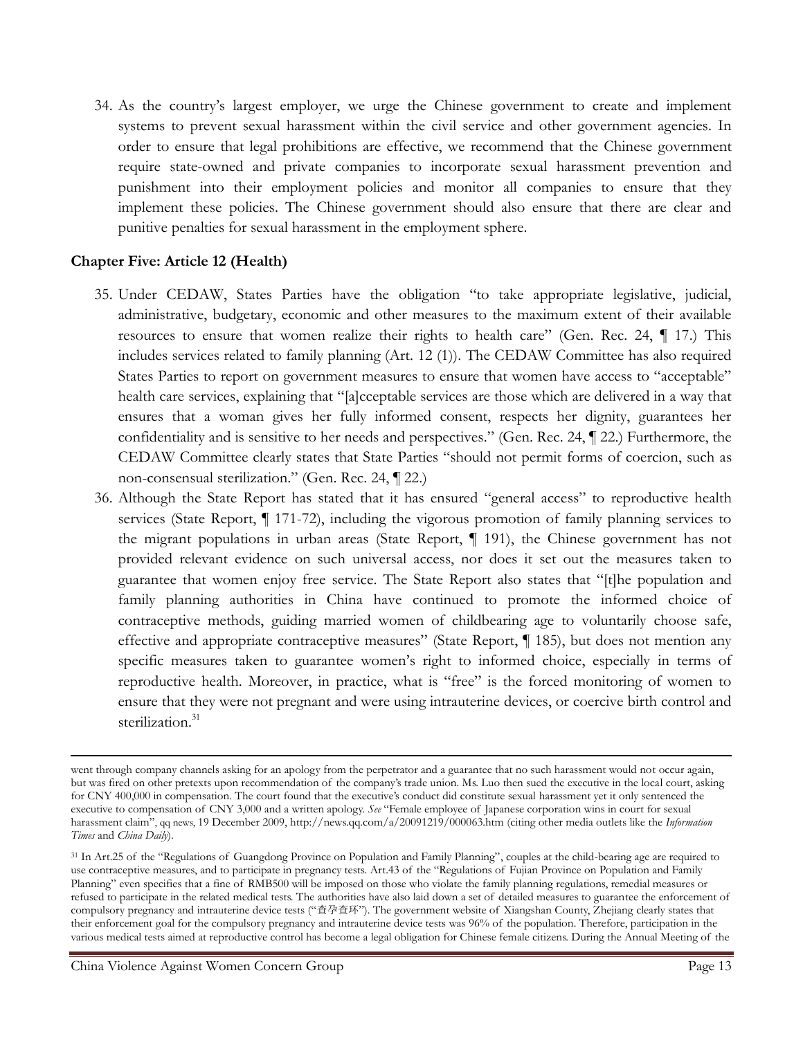34. As the country's largest employer, we urge the Chinese government to create and implement systems to prevent sexual harassment within the civil service and other government agencies. In order to ensure that legal prohibitions are effective, we recommend that the Chinese government require state-owned and private companies to incorporate sexual harassment prevention and punishment into their employment policies and monitor all companies to ensure that they implement these policies. The Chinese government should also ensure that there are clear and punitive penalties for sexual harassment in the employment sphere.

**Chapter Five: Article 12 (Health)**

35. Under CEDAW, States Parties have the obligation "to take appropriate legislative, judicial, administrative, budgetary, economic and other measures to the maximum extent of their available resources to ensure that women realize their rights to health care" (Gen. Rec. 24, ¶ 17.) This includes services related to family planning (Art. 12 (1)). The CEDAW Committee has also required States Parties to report on government measures to ensure that women have access to "acceptable" health care services, explaining that "[a]cceptable services are those which are delivered in a way that ensures that a woman gives her fully informed consent, respects her dignity, guarantees her confidentiality and is sensitive to her needs and perspectives." (Gen. Rec. 24, ¶ 22.) Furthermore, the CEDAW Committee clearly states that State Parties "should not permit forms of coercion, such as non-consensual sterilization." (Gen. Rec. 24, ¶ 22.)
36. Although the State Report has stated that it has ensured "general access" to reproductive health services (State Report, ¶ 171-72), including the vigorous promotion of family planning services to the migrant populations in urban areas (State Report, ¶ 191), the Chinese government has not provided relevant evidence on such universal access, nor does it set out the measures taken to guarantee that women enjoy free service. The State Report also states that "[t]he population and family planning authorities in China have continued to promote the informed choice of contraceptive methods, guiding married women of childbearing age to voluntarily choose safe, effective and appropriate contraceptive measures" (State Report, ¶ 185), but does not mention any specific measures taken to guarantee women's right to informed choice, especially in terms of reproductive health. Moreover, in practice, what is "free" is the forced monitoring of women to ensure that they were not pregnant and were using intrauterine devices, or coercive birth control and sterilization.[31]

---

went through company channels asking for an apology from the perpetrator and a guarantee that no such harassment would not occur again, but was fired on other pretexts upon recommendation of the company's trade union. Ms. Luo then sued the executive in the local court, asking for CNY 400,000 in compensation. The court found that the executive's conduct did constitute sexual harassment yet it only sentenced the executive to compensation of CNY 3,000 and a written apology. *See* "Female employee of Japanese corporation wins in court for sexual harassment claim", qq news, 19 December 2009, http://news.qq.com/a/20091219/000063.htm (citing other media outlets like the *Information Times* and *China Daily*).

[31] In Art.25 of the "Regulations of Guangdong Province on Population and Family Planning", couples at the child-bearing age are required to use contraceptive measures, and to participate in pregnancy tests. Art.43 of the "Regulations of Fujian Province on Population and Family Planning" even specifies that a fine of RMB500 will be imposed on those who violate the family planning regulations, remedial measures or refused to participate in the related medical tests. The authorities have also laid down a set of detailed measures to guarantee the enforcement of compulsory pregnancy and intrauterine device tests ("查孕查环"). The government website of Xiangshan County, Zhejiang clearly states that their enforcement goal for the compulsory pregnancy and intrauterine device tests was 96% of the population. Therefore, participation in the various medical tests aimed at reproductive control has become a legal obligation for Chinese female citizens. During the Annual Meeting of the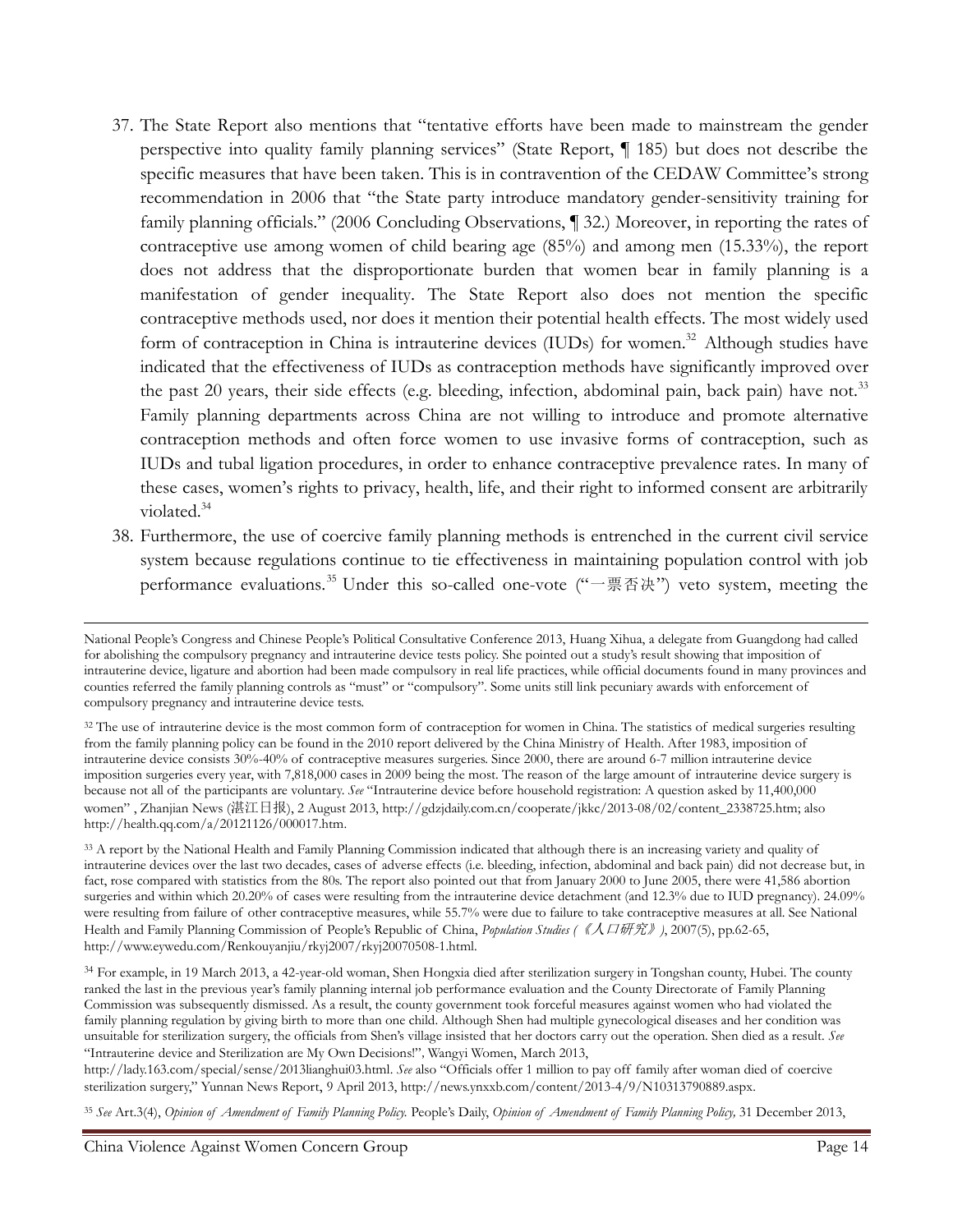37. The State Report also mentions that "tentative efforts have been made to mainstream the gender perspective into quality family planning services" (State Report, ¶ 185) but does not describe the specific measures that have been taken. This is in contravention of the CEDAW Committee's strong recommendation in 2006 that "the State party introduce mandatory gender-sensitivity training for family planning officials." (2006 Concluding Observations, ¶ 32.) Moreover, in reporting the rates of contraceptive use among women of child bearing age (85%) and among men (15.33%), the report does not address that the disproportionate burden that women bear in family planning is a manifestation of gender inequality. The State Report also does not mention the specific contraceptive methods used, nor does it mention their potential health effects. The most widely used form of contraception in China is intrauterine devices (IUDs) for women.[32] Although studies have indicated that the effectiveness of IUDs as contraception methods have significantly improved over the past 20 years, their side effects (e.g. bleeding, infection, abdominal pain, back pain) have not.[33] Family planning departments across China are not willing to introduce and promote alternative contraception methods and often force women to use invasive forms of contraception, such as IUDs and tubal ligation procedures, in order to enhance contraceptive prevalence rates. In many of these cases, women's rights to privacy, health, life, and their right to informed consent are arbitrarily violated.[34]

38. Furthermore, the use of coercive family planning methods is entrenched in the current civil service system because regulations continue to tie effectiveness in maintaining population control with job performance evaluations.[35] Under this so-called one-vote ("一票否决") veto system, meeting the

---

National People's Congress and Chinese People's Political Consultative Conference 2013, Huang Xihua, a delegate from Guangdong had called for abolishing the compulsory pregnancy and intrauterine device tests policy. She pointed out a study's result showing that imposition of intrauterine device, ligature and abortion had been made compulsory in real life practices, while official documents found in many provinces and counties referred the family planning controls as "must" or "compulsory". Some units still link pecuniary awards with enforcement of compulsory pregnancy and intrauterine device tests.

[32] The use of intrauterine device is the most common form of contraception for women in China. The statistics of medical surgeries resulting from the family planning policy can be found in the 2010 report delivered by the China Ministry of Health. After 1983, imposition of intrauterine device consists 30%-40% of contraceptive measures surgeries. Since 2000, there are around 6-7 million intrauterine device imposition surgeries every year, with 7,818,000 cases in 2009 being the most. The reason of the large amount of intrauterine device surgery is because not all of the participants are voluntary. *See* "Intrauterine device before household registration: A question asked by 11,400,000 women" , Zhanjian News (湛江日报), 2 August 2013, http://gdzjdaily.com.cn/cooperate/jkkc/2013-08/02/content_2338725.htm; also http://health.qq.com/a/20121126/000017.htm.

[33] A report by the National Health and Family Planning Commission indicated that although there is an increasing variety and quality of intrauterine devices over the last two decades, cases of adverse effects (i.e. bleeding, infection, abdominal and back pain) did not decrease but, in fact, rose compared with statistics from the 80s. The report also pointed out that from January 2000 to June 2005, there were 41,586 abortion surgeries and within which 20.20% of cases were resulting from the intrauterine device detachment (and 12.3% due to IUD pregnancy). 24.09% were resulting from failure of other contraceptive measures, while 55.7% were due to failure to take contraceptive measures at all. See National Health and Family Planning Commission of People's Republic of China, *Population Studies (《人口研究》)*, 2007(5), pp.62-65, http://www.eywedu.com/Renkouyanjiu/rkyj2007/rkyj20070508-1.html.

[34] For example, in 19 March 2013, a 42-year-old woman, Shen Hongxia died after sterilization surgery in Tongshan county, Hubei. The county ranked the last in the previous year's family planning internal job performance evaluation and the County Directorate of Family Planning Commission was subsequently dismissed. As a result, the county government took forceful measures against women who had violated the family planning regulation by giving birth to more than one child. Although Shen had multiple gynecological diseases and her condition was unsuitable for sterilization surgery, the officials from Shen's village insisted that her doctors carry out the operation. Shen died as a result. *See* "Intrauterine device and Sterilization are My Own Decisions!", Wangyi Women, March 2013, http://lady.163.com/special/sense/2013lianghui03.html. *See* also "Officials offer 1 million to pay off family after woman died of coercive sterilization surgery," Yunnan News Report, 9 April 2013, http://news.ynxxb.com/content/2013-4/9/N10313790889.aspx.

[35] *See* Art.3(4), *Opinion of Amendment of Family Planning Policy.* People's Daily, *Opinion of Amendment of Family Planning Policy,* 31 December 2013,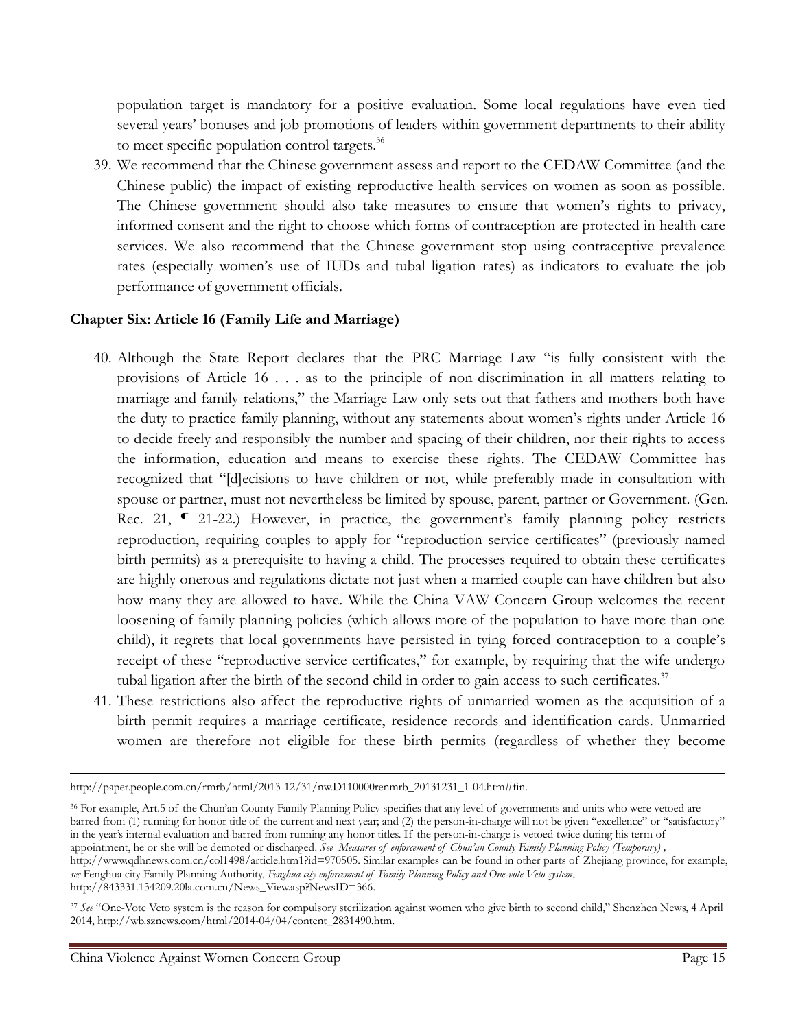population target is mandatory for a positive evaluation. Some local regulations have even tied several years' bonuses and job promotions of leaders within government departments to their ability to meet specific population control targets.[36]

39. We recommend that the Chinese government assess and report to the CEDAW Committee (and the Chinese public) the impact of existing reproductive health services on women as soon as possible. The Chinese government should also take measures to ensure that women's rights to privacy, informed consent and the right to choose which forms of contraception are protected in health care services. We also recommend that the Chinese government stop using contraceptive prevalence rates (especially women's use of IUDs and tubal ligation rates) as indicators to evaluate the job performance of government officials.

## Chapter Six: Article 16 (Family Life and Marriage)

40. Although the State Report declares that the PRC Marriage Law "is fully consistent with the provisions of Article 16 . . . as to the principle of non-discrimination in all matters relating to marriage and family relations," the Marriage Law only sets out that fathers and mothers both have the duty to practice family planning, without any statements about women's rights under Article 16 to decide freely and responsibly the number and spacing of their children, nor their rights to access the information, education and means to exercise these rights. The CEDAW Committee has recognized that "[d]ecisions to have children or not, while preferably made in consultation with spouse or partner, must not nevertheless be limited by spouse, parent, partner or Government. (Gen. Rec. 21, ¶ 21-22.) However, in practice, the government's family planning policy restricts reproduction, requiring couples to apply for "reproduction service certificates" (previously named birth permits) as a prerequisite to having a child. The processes required to obtain these certificates are highly onerous and regulations dictate not just when a married couple can have children but also how many they are allowed to have. While the China VAW Concern Group welcomes the recent loosening of family planning policies (which allows more of the population to have more than one child), it regrets that local governments have persisted in tying forced contraception to a couple's receipt of these "reproductive service certificates," for example, by requiring that the wife undergo tubal ligation after the birth of the second child in order to gain access to such certificates.[37]

41. These restrictions also affect the reproductive rights of unmarried women as the acquisition of a birth permit requires a marriage certificate, residence records and identification cards. Unmarried women are therefore not eligible for these birth permits (regardless of whether they become

---

http://paper.people.com.cn/rmrb/html/2013-12/31/nw.D110000renmrb_20131231_1-04.htm#fin.

[36] For example, Art.5 of the Chun'an County Family Planning Policy specifies that any level of governments and units who were vetoed are barred from (1) running for honor title of the current and next year; and (2) the person-in-charge will not be given "excellence" or "satisfactory" in the year's internal evaluation and barred from running any honor titles. If the person-in-charge is vetoed twice during his term of appointment, he or she will be demoted or discharged. *See Measures of enforcement of Chun'an County Family Planning Policy (Temporary)* , http://www.qdhnews.com.cn/col1498/article.htm1?id=970505. Similar examples can be found in other parts of Zhejiang province, for example, *see* Fenghua city Family Planning Authority, *Fenghua city enforcement of Family Planning Policy and One-vote Veto system*, http://843331.134209.20la.com.cn/News_View.asp?NewsID=366.

[37] *See* "One-Vote Veto system is the reason for compulsory sterilization against women who give birth to second child," Shenzhen News, 4 April 2014, http://wb.sznews.com/html/2014-04/04/content_2831490.htm.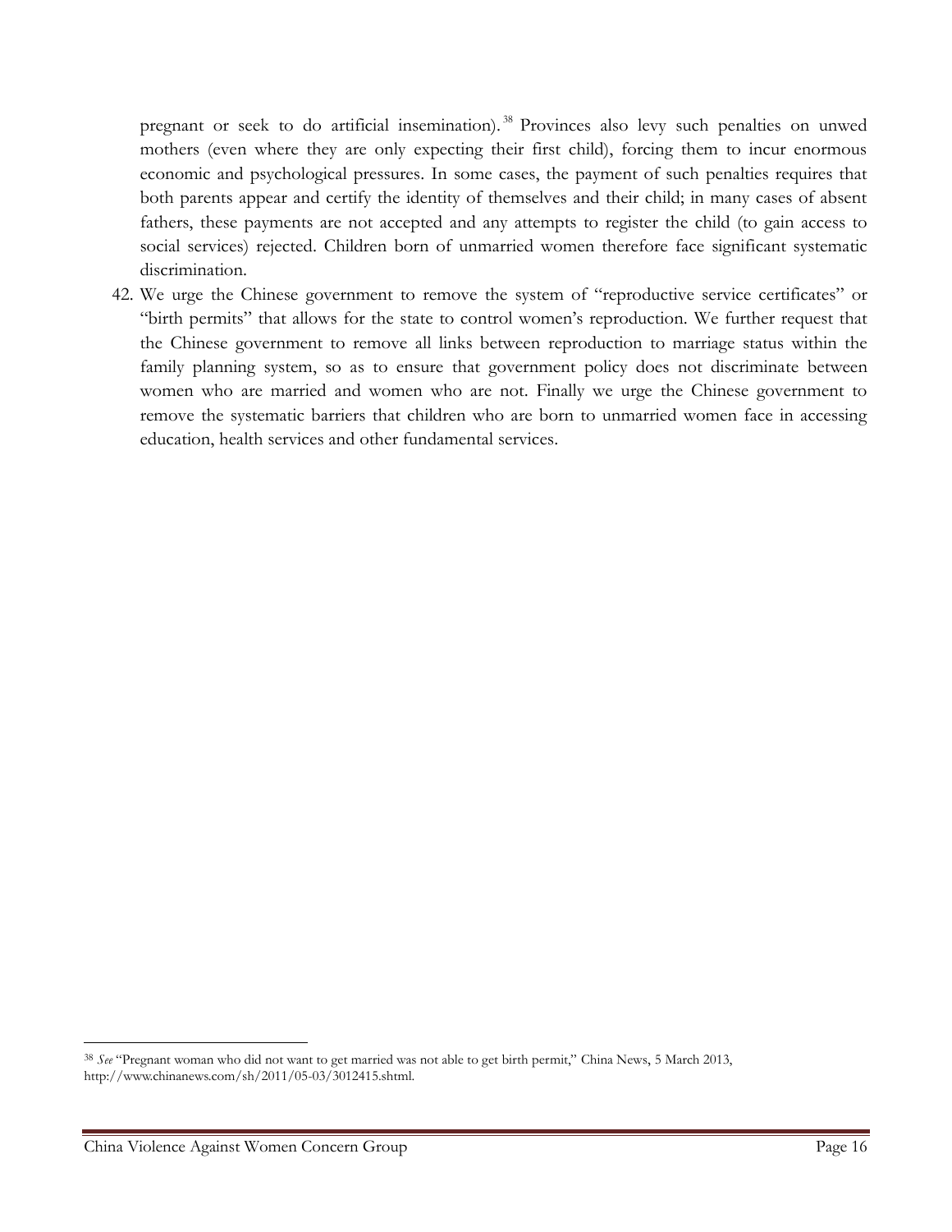pregnant or seek to do artificial insemination).[38] Provinces also levy such penalties on unwed mothers (even where they are only expecting their first child), forcing them to incur enormous economic and psychological pressures. In some cases, the payment of such penalties requires that both parents appear and certify the identity of themselves and their child; in many cases of absent fathers, these payments are not accepted and any attempts to register the child (to gain access to social services) rejected. Children born of unmarried women therefore face significant systematic discrimination.

42. We urge the Chinese government to remove the system of "reproductive service certificates" or "birth permits" that allows for the state to control women's reproduction. We further request that the Chinese government to remove all links between reproduction to marriage status within the family planning system, so as to ensure that government policy does not discriminate between women who are married and women who are not. Finally we urge the Chinese government to remove the systematic barriers that children who are born to unmarried women face in accessing education, health services and other fundamental services.

---

[38] *See* "Pregnant woman who did not want to get married was not able to get birth permit," China News, 5 March 2013, http://www.chinanews.com/sh/2011/05-03/3012415.shtml.